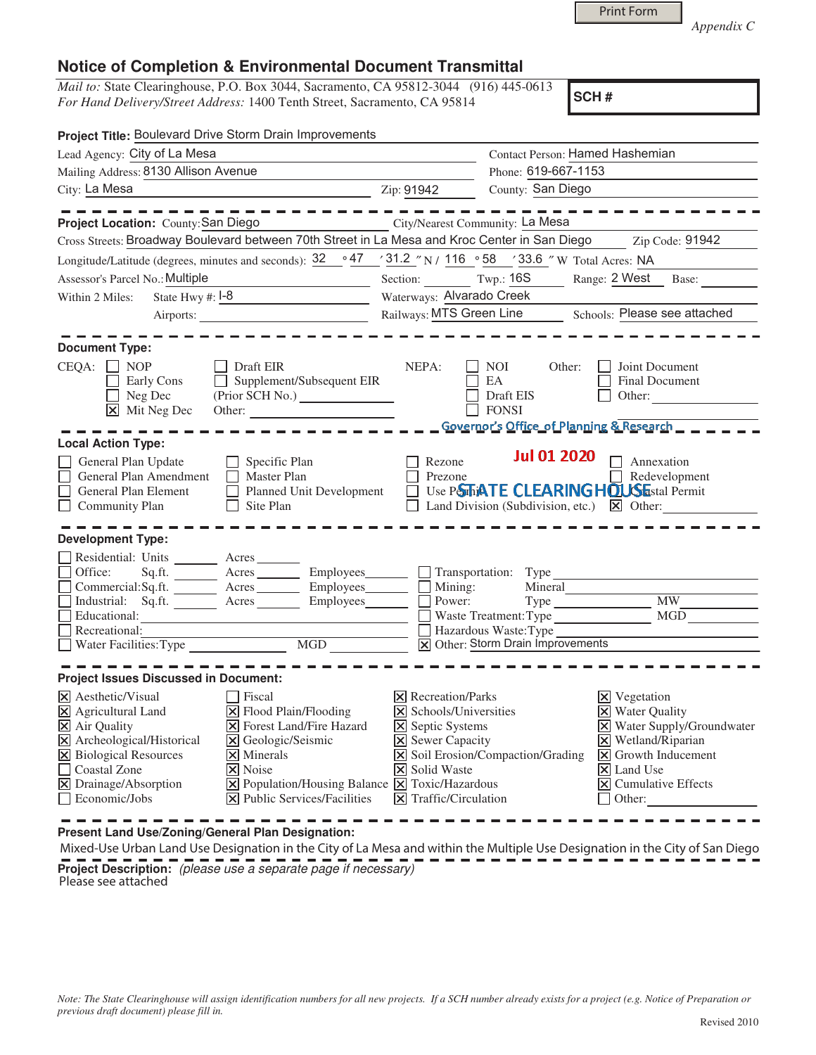Appendix C

# Notice of Completion & Environmental Document Transmittal

*Mail to:* State Clearinghouse, P.O. Box 3044, Sacramento, CA 95812-3044 (916) 445-0613
*For Hand Delivery/Street Address:* 1400 Tenth Street, Sacramento, CA 95814

**SCH #**

**Project Title:** Boulevard Drive Storm Drain Improvements

Lead Agency: City of La Mesa
Contact Person: Hamed Hashemian
Mailing Address: 8130 Allison Avenue
Phone: 619-667-1153
City: La Mesa
Zip: 91942
County: San Diego

---

**Project Location:** County: San Diego
City/Nearest Community: La Mesa
Cross Streets: Broadway Boulevard between 70th Street in La Mesa and Kroc Center in San Diego
Zip Code: 91942
Longitude/Latitude (degrees, minutes and seconds): 32 ° 47 ′ 31.2 ″ N / 116 ° 58 ′ 33.6 ″ W Total Acres: NA
Assessor's Parcel No.: Multiple
Section:
Twp.: 16S
Range: 2 West
Base:
Within 2 Miles: State Hwy #: I-8
Waterways: Alvarado Creek
Airports:
Railways: MTS Green Line
Schools: Please see attached

---

**Document Type:**

CEQA:
- ☐ NOP
- ☐ Early Cons
- ☐ Neg Dec
- ☒ Mit Neg Dec
- ☐ Draft EIR
- ☐ Supplement/Subsequent EIR (Prior SCH No.)
- Other:

NEPA:
- ☐ NOI
- ☐ EA
- ☐ Draft EIS
- ☐ FONSI

Other:
- ☐ Joint Document
- ☐ Final Document
- ☐ Other:

Governor's Office of Planning & Research

Jul 01 2020

STATE CLEARINGHOUSE

---

**Local Action Type:**

- ☐ General Plan Update
- ☐ General Plan Amendment
- ☐ General Plan Element
- ☐ Community Plan
- ☐ Specific Plan
- ☐ Master Plan
- ☐ Planned Unit Development
- ☐ Site Plan
- ☐ Rezone
- ☐ Prezone
- ☐ Use Permit
- ☐ Land Division (Subdivision, etc.)
- ☐ Annexation
- ☐ Redevelopment
- ☐ Coastal Permit
- ☒ Other:

---

**Development Type:**

- ☐ Residential: Units ______ Acres ______
- ☐ Office: Sq.ft. ______ Acres ______ Employees ______
- ☐ Commercial: Sq.ft. ______ Acres ______ Employees ______
- ☐ Industrial: Sq.ft. ______ Acres ______ Employees ______
- ☐ Educational:
- ☐ Recreational:
- ☐ Water Facilities: Type ______ MGD ______
- ☐ Transportation: Type
- ☐ Mining: Mineral
- ☐ Power: Type ______ MW
- ☐ Waste Treatment: Type ______ MGD
- ☐ Hazardous Waste: Type
- ☒ Other: Storm Drain Improvements

---

**Project Issues Discussed in Document:**

- ☒ Aesthetic/Visual
- ☒ Agricultural Land
- ☒ Air Quality
- ☒ Archeological/Historical
- ☒ Biological Resources
- ☐ Coastal Zone
- ☒ Drainage/Absorption
- ☐ Economic/Jobs
- ☐ Fiscal
- ☒ Flood Plain/Flooding
- ☒ Forest Land/Fire Hazard
- ☒ Geologic/Seismic
- ☒ Minerals
- ☒ Noise
- ☒ Population/Housing Balance
- ☒ Public Services/Facilities
- ☒ Recreation/Parks
- ☒ Schools/Universities
- ☒ Septic Systems
- ☒ Sewer Capacity
- ☒ Soil Erosion/Compaction/Grading
- ☒ Solid Waste
- ☒ Toxic/Hazardous
- ☒ Traffic/Circulation
- ☒ Vegetation
- ☒ Water Quality
- ☒ Water Supply/Groundwater
- ☒ Wetland/Riparian
- ☒ Growth Inducement
- ☒ Land Use
- ☒ Cumulative Effects
- ☐ Other:

---

**Present Land Use/Zoning/General Plan Designation:**

Mixed-Use Urban Land Use Designation in the City of La Mesa and within the Multiple Use Designation in the City of San Diego

**Project Description:** *(please use a separate page if necessary)*

Please see attached

*Note: The State Clearinghouse will assign identification numbers for all new projects. If a SCH number already exists for a project (e.g. Notice of Preparation or previous draft document) please fill in.*

Revised 2010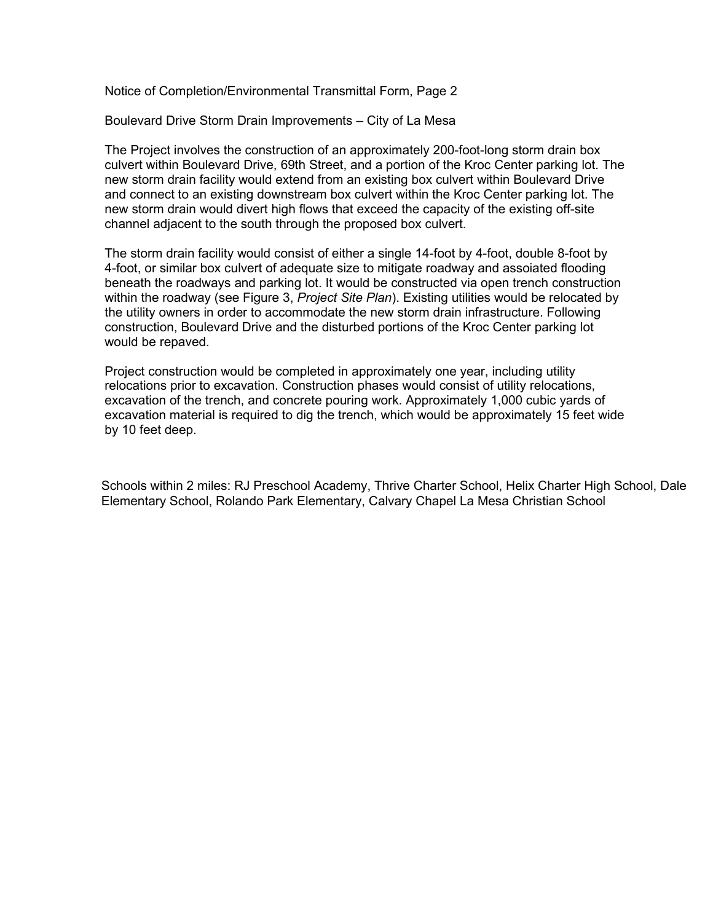Notice of Completion/Environmental Transmittal Form, Page 2

Boulevard Drive Storm Drain Improvements – City of La Mesa

The Project involves the construction of an approximately 200-foot-long storm drain box culvert within Boulevard Drive, 69th Street, and a portion of the Kroc Center parking lot. The new storm drain facility would extend from an existing box culvert within Boulevard Drive and connect to an existing downstream box culvert within the Kroc Center parking lot. The new storm drain would divert high flows that exceed the capacity of the existing off-site channel adjacent to the south through the proposed box culvert.

The storm drain facility would consist of either a single 14-foot by 4-foot, double 8-foot by 4-foot, or similar box culvert of adequate size to mitigate roadway and assoiated flooding beneath the roadways and parking lot. It would be constructed via open trench construction within the roadway (see Figure 3, *Project Site Plan*). Existing utilities would be relocated by the utility owners in order to accommodate the new storm drain infrastructure. Following construction, Boulevard Drive and the disturbed portions of the Kroc Center parking lot would be repaved.

Project construction would be completed in approximately one year, including utility relocations prior to excavation. Construction phases would consist of utility relocations, excavation of the trench, and concrete pouring work. Approximately 1,000 cubic yards of excavation material is required to dig the trench, which would be approximately 15 feet wide by 10 feet deep.

Schools within 2 miles: RJ Preschool Academy, Thrive Charter School, Helix Charter High School, Dale Elementary School, Rolando Park Elementary, Calvary Chapel La Mesa Christian School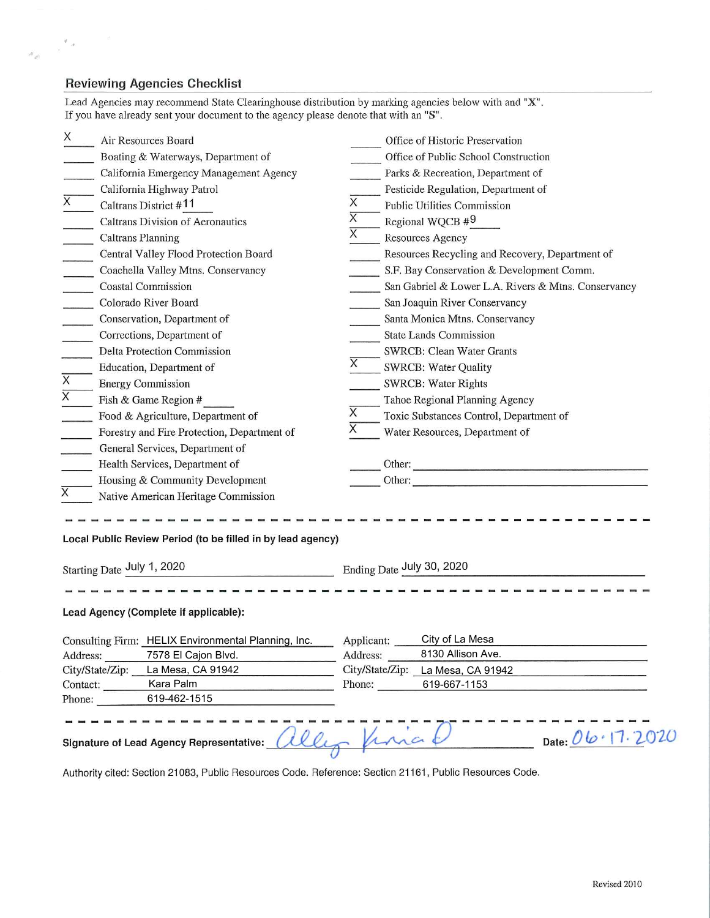## Reviewing Agencies Checklist

Lead Agencies may recommend State Clearinghouse distribution by marking agencies below with and "X".
If you have already sent your document to the agency please denote that with an "S".

| | | | |
|---|---|---|---|
| X | Air Resources Board | | Office of Historic Preservation |
| | Boating & Waterways, Department of | | Office of Public School Construction |
| | California Emergency Management Agency | | Parks & Recreation, Department of |
| | California Highway Patrol | | Pesticide Regulation, Department of |
| X | Caltrans District #11 | X | Public Utilities Commission |
| | Caltrans Division of Aeronautics | X | Regional WQCB #9 |
| | Caltrans Planning | X | Resources Agency |
| | Central Valley Flood Protection Board | | Resources Recycling and Recovery, Department of |
| | Coachella Valley Mtns. Conservancy | | S.F. Bay Conservation & Development Comm. |
| | Coastal Commission | | San Gabriel & Lower L.A. Rivers & Mtns. Conservancy |
| | Colorado River Board | | San Joaquin River Conservancy |
| | Conservation, Department of | | Santa Monica Mtns. Conservancy |
| | Corrections, Department of | | State Lands Commission |
| | Delta Protection Commission | | SWRCB: Clean Water Grants |
| | Education, Department of | X | SWRCB: Water Quality |
| X | Energy Commission | | SWRCB: Water Rights |
| X | Fish & Game Region # ____ | | Tahoe Regional Planning Agency |
| | Food & Agriculture, Department of | X | Toxic Substances Control, Department of |
| | Forestry and Fire Protection, Department of | X | Water Resources, Department of |
| | General Services, Department of | | |
| | Health Services, Department of | | Other: |
| | Housing & Community Development | | Other: |
| X | Native American Heritage Commission | | |

---

**Local Public Review Period (to be filled in by lead agency)**

Starting Date July 1, 2020 &nbsp;&nbsp;&nbsp;&nbsp; Ending Date July 30, 2020

---

**Lead Agency (Complete if applicable):**

Consulting Firm: HELIX Environmental Planning, Inc.
Address: 7578 El Cajon Blvd.
City/State/Zip: La Mesa, CA 91942
Contact: Kara Palm
Phone: 619-462-1515

Applicant: City of La Mesa
Address: 8130 Allison Ave.
City/State/Zip: La Mesa, CA 91942
Phone: 619-667-1153

---

**Signature of Lead Agency Representative:** Allyson Kinnard &nbsp;&nbsp;&nbsp;&nbsp; **Date:** 06.17.2020

Authority cited: Section 21083, Public Resources Code. Reference: Section 21161, Public Resources Code.

Revised 2010